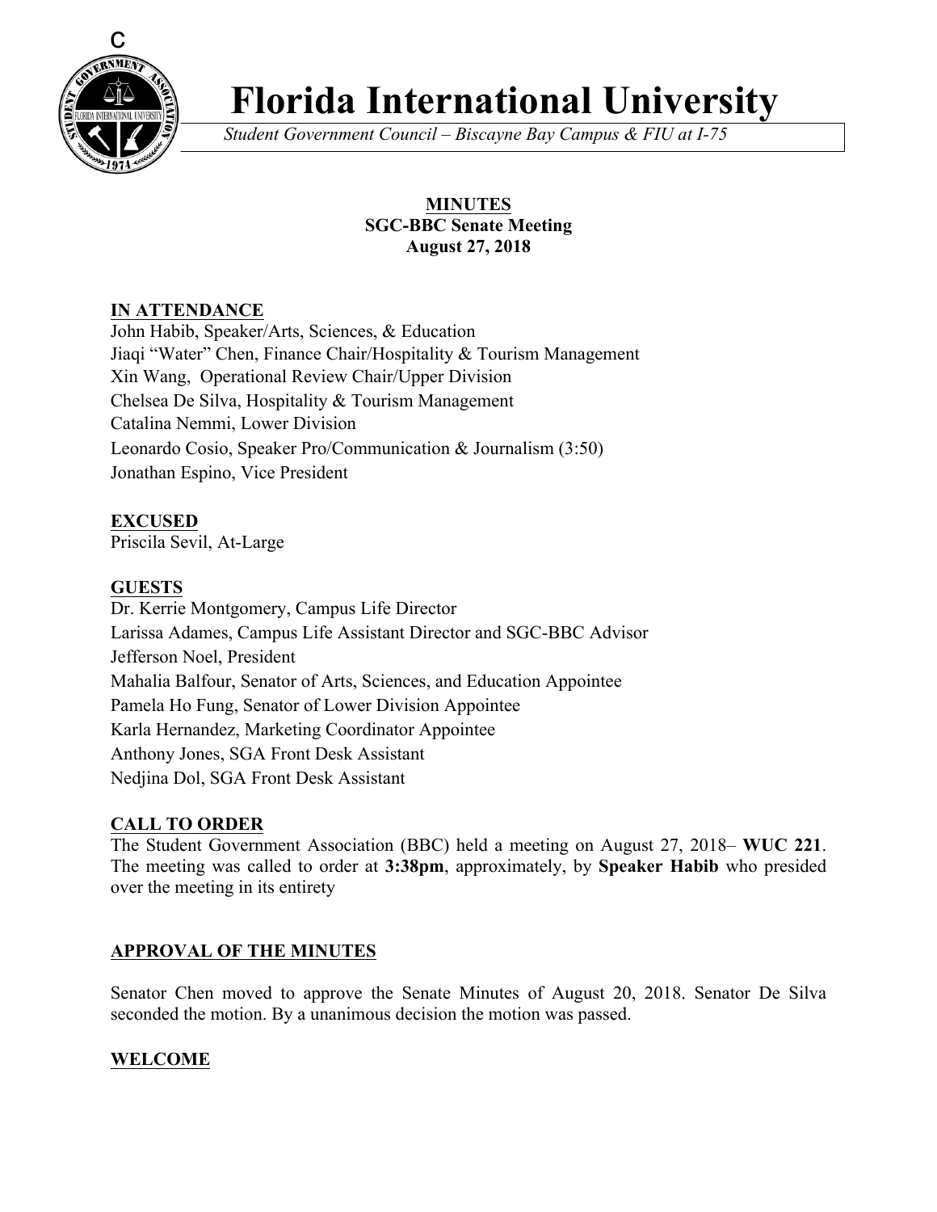# Florida International University

*Student Government Council – Biscayne Bay Campus & FIU at I-75*

**MINUTES**
**SGC-BBC Senate Meeting**
**August 27, 2018**

## IN ATTENDANCE

John Habib, Speaker/Arts, Sciences, & Education
Jiaqi "Water" Chen, Finance Chair/Hospitality & Tourism Management
Xin Wang, Operational Review Chair/Upper Division
Chelsea De Silva, Hospitality & Tourism Management
Catalina Nemmi, Lower Division
Leonardo Cosio, Speaker Pro/Communication & Journalism (3:50)
Jonathan Espino, Vice President

## EXCUSED

Priscila Sevil, At-Large

## GUESTS

Dr. Kerrie Montgomery, Campus Life Director
Larissa Adames, Campus Life Assistant Director and SGC-BBC Advisor
Jefferson Noel, President
Mahalia Balfour, Senator of Arts, Sciences, and Education Appointee
Pamela Ho Fung, Senator of Lower Division Appointee
Karla Hernandez, Marketing Coordinator Appointee
Anthony Jones, SGA Front Desk Assistant
Nedjina Dol, SGA Front Desk Assistant

## CALL TO ORDER

The Student Government Association (BBC) held a meeting on August 27, 2018– **WUC 221**. The meeting was called to order at **3:38pm**, approximately, by **Speaker Habib** who presided over the meeting in its entirety

## APPROVAL OF THE MINUTES

Senator Chen moved to approve the Senate Minutes of August 20, 2018. Senator De Silva seconded the motion. By a unanimous decision the motion was passed.

## WELCOME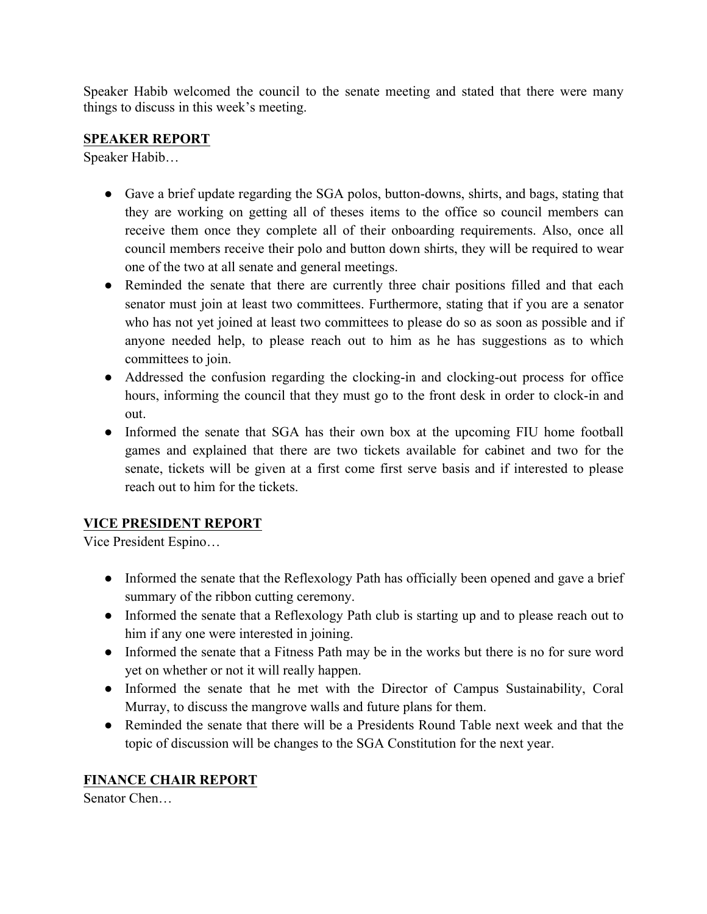Speaker Habib welcomed the council to the senate meeting and stated that there were many things to discuss in this week's meeting.

**SPEAKER REPORT**

Speaker Habib…

- Gave a brief update regarding the SGA polos, button-downs, shirts, and bags, stating that they are working on getting all of theses items to the office so council members can receive them once they complete all of their onboarding requirements. Also, once all council members receive their polo and button down shirts, they will be required to wear one of the two at all senate and general meetings.
- Reminded the senate that there are currently three chair positions filled and that each senator must join at least two committees. Furthermore, stating that if you are a senator who has not yet joined at least two committees to please do so as soon as possible and if anyone needed help, to please reach out to him as he has suggestions as to which committees to join.
- Addressed the confusion regarding the clocking-in and clocking-out process for office hours, informing the council that they must go to the front desk in order to clock-in and out.
- Informed the senate that SGA has their own box at the upcoming FIU home football games and explained that there are two tickets available for cabinet and two for the senate, tickets will be given at a first come first serve basis and if interested to please reach out to him for the tickets.

**VICE PRESIDENT REPORT**

Vice President Espino…

- Informed the senate that the Reflexology Path has officially been opened and gave a brief summary of the ribbon cutting ceremony.
- Informed the senate that a Reflexology Path club is starting up and to please reach out to him if any one were interested in joining.
- Informed the senate that a Fitness Path may be in the works but there is no for sure word yet on whether or not it will really happen.
- Informed the senate that he met with the Director of Campus Sustainability, Coral Murray, to discuss the mangrove walls and future plans for them.
- Reminded the senate that there will be a Presidents Round Table next week and that the topic of discussion will be changes to the SGA Constitution for the next year.

**FINANCE CHAIR REPORT**

Senator Chen…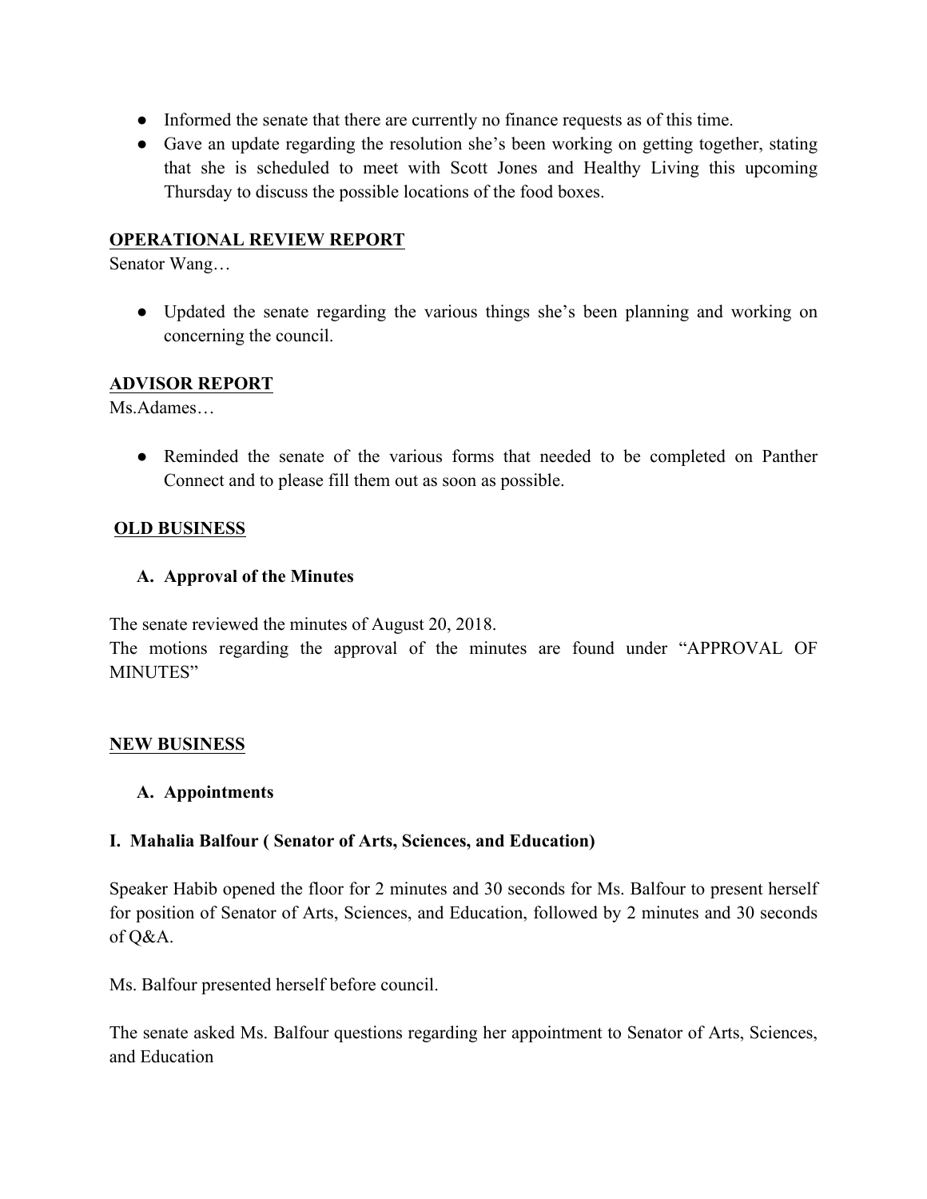- Informed the senate that there are currently no finance requests as of this time.
- Gave an update regarding the resolution she's been working on getting together, stating that she is scheduled to meet with Scott Jones and Healthy Living this upcoming Thursday to discuss the possible locations of the food boxes.

## OPERATIONAL REVIEW REPORT

Senator Wang…

- Updated the senate regarding the various things she's been planning and working on concerning the council.

## ADVISOR REPORT

Ms.Adames…

- Reminded the senate of the various forms that needed to be completed on Panther Connect and to please fill them out as soon as possible.

## OLD BUSINESS

### A. Approval of the Minutes

The senate reviewed the minutes of August 20, 2018.
The motions regarding the approval of the minutes are found under "APPROVAL OF MINUTES"

## NEW BUSINESS

### A. Appointments

#### I. Mahalia Balfour ( Senator of Arts, Sciences, and Education)

Speaker Habib opened the floor for 2 minutes and 30 seconds for Ms. Balfour to present herself for position of Senator of Arts, Sciences, and Education, followed by 2 minutes and 30 seconds of Q&A.

Ms. Balfour presented herself before council.

The senate asked Ms. Balfour questions regarding her appointment to Senator of Arts, Sciences, and Education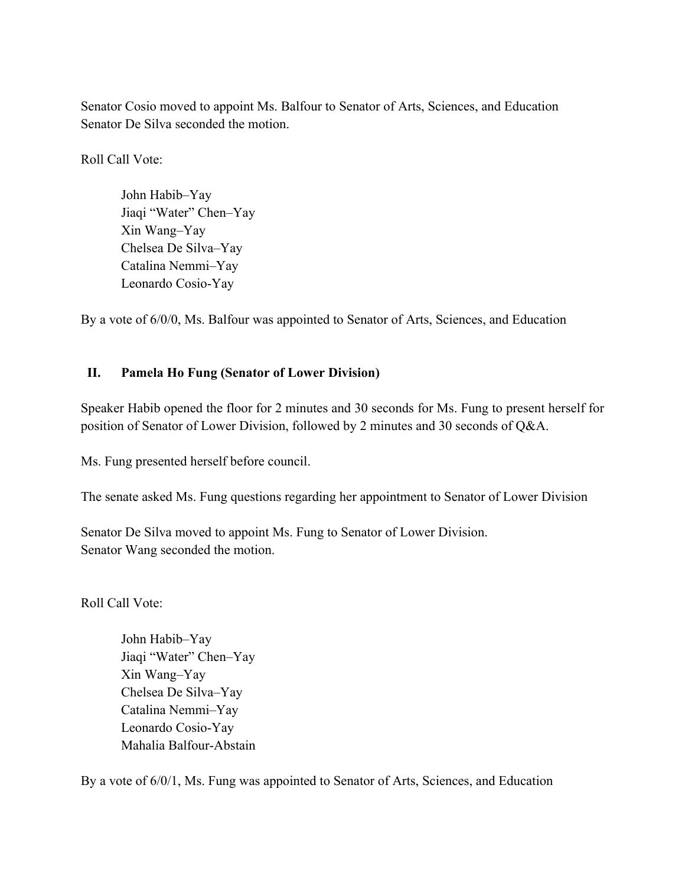Senator Cosio moved to appoint Ms. Balfour to Senator of Arts, Sciences, and Education
Senator De Silva seconded the motion.

Roll Call Vote:

> John Habib–Yay
> Jiaqi "Water" Chen–Yay
> Xin Wang–Yay
> Chelsea De Silva–Yay
> Catalina Nemmi–Yay
> Leonardo Cosio-Yay

By a vote of 6/0/0, Ms. Balfour was appointed to Senator of Arts, Sciences, and Education

## II. Pamela Ho Fung (Senator of Lower Division)

Speaker Habib opened the floor for 2 minutes and 30 seconds for Ms. Fung to present herself for position of Senator of Lower Division, followed by 2 minutes and 30 seconds of Q&A.

Ms. Fung presented herself before council.

The senate asked Ms. Fung questions regarding her appointment to Senator of Lower Division

Senator De Silva moved to appoint Ms. Fung to Senator of Lower Division.
Senator Wang seconded the motion.

Roll Call Vote:

> John Habib–Yay
> Jiaqi "Water" Chen–Yay
> Xin Wang–Yay
> Chelsea De Silva–Yay
> Catalina Nemmi–Yay
> Leonardo Cosio-Yay
> Mahalia Balfour-Abstain

By a vote of 6/0/1, Ms. Fung was appointed to Senator of Arts, Sciences, and Education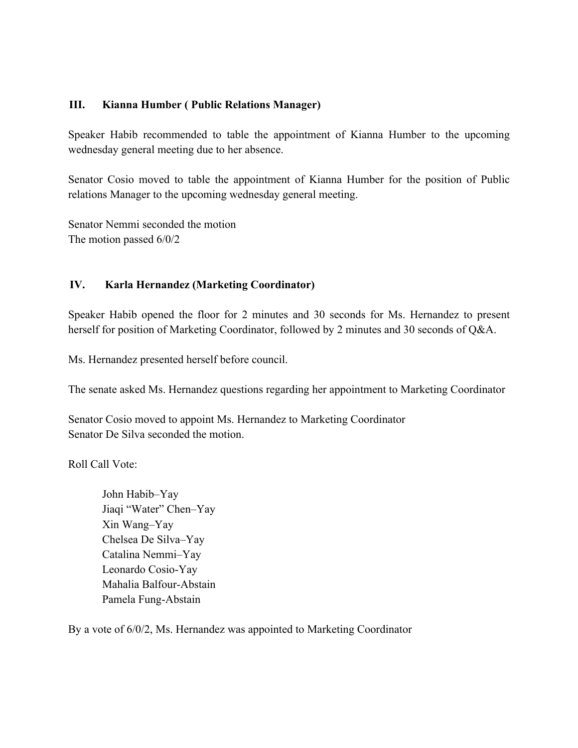## III. Kianna Humber ( Public Relations Manager)

Speaker Habib recommended to table the appointment of Kianna Humber to the upcoming wednesday general meeting due to her absence.

Senator Cosio moved to table the appointment of Kianna Humber for the position of Public relations Manager to the upcoming wednesday general meeting.

Senator Nemmi seconded the motion
The motion passed 6/0/2

## IV. Karla Hernandez (Marketing Coordinator)

Speaker Habib opened the floor for 2 minutes and 30 seconds for Ms. Hernandez to present herself for position of Marketing Coordinator, followed by 2 minutes and 30 seconds of Q&A.

Ms. Hernandez presented herself before council.

The senate asked Ms. Hernandez questions regarding her appointment to Marketing Coordinator

Senator Cosio moved to appoint Ms. Hernandez to Marketing Coordinator
Senator De Silva seconded the motion.

Roll Call Vote:

John Habib–Yay
Jiaqi "Water" Chen–Yay
Xin Wang–Yay
Chelsea De Silva–Yay
Catalina Nemmi–Yay
Leonardo Cosio-Yay
Mahalia Balfour-Abstain
Pamela Fung-Abstain

By a vote of 6/0/2, Ms. Hernandez was appointed to Marketing Coordinator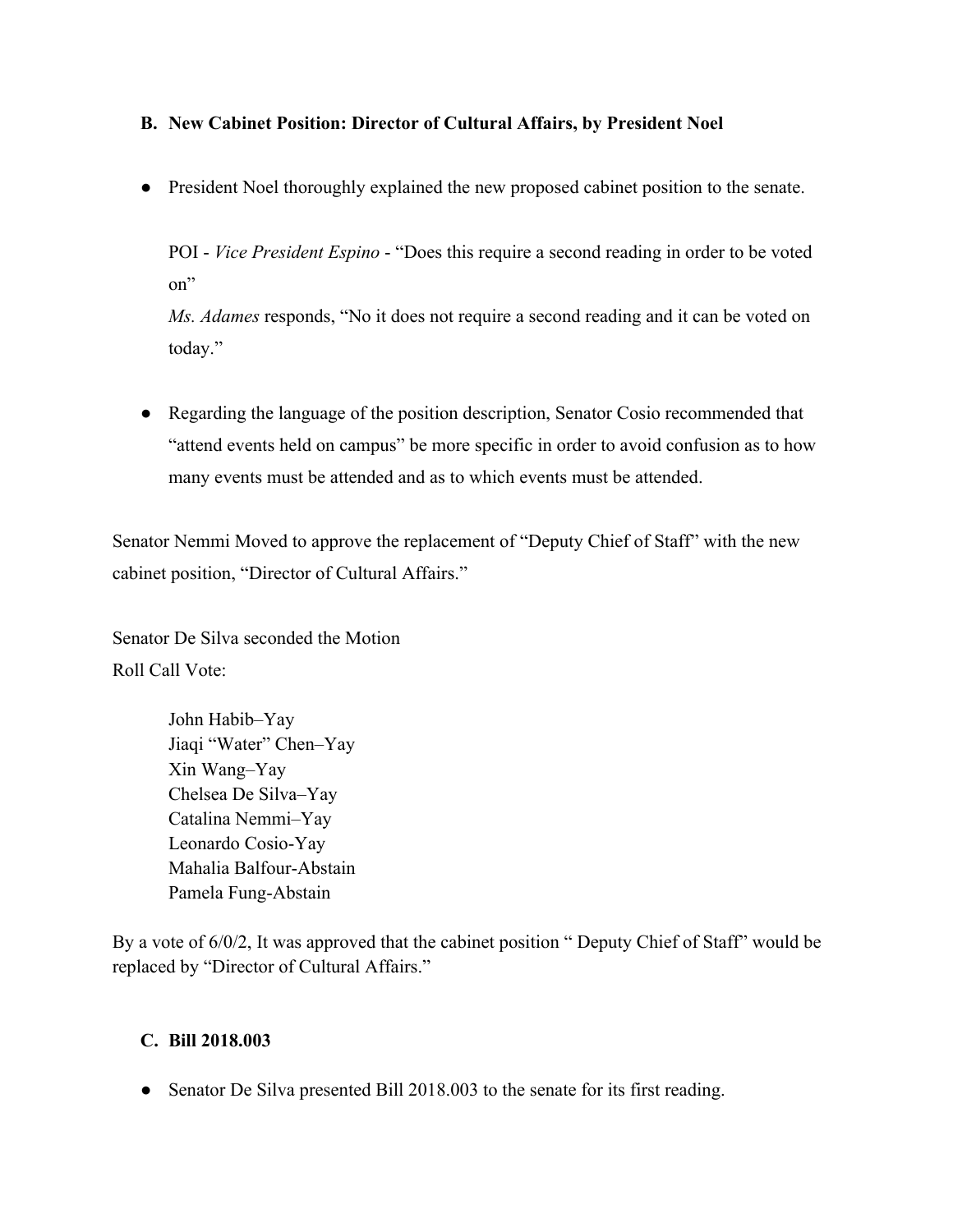**B. New Cabinet Position: Director of Cultural Affairs, by President Noel**

- President Noel thoroughly explained the new proposed cabinet position to the senate.

  POI - *Vice President Espino* - "Does this require a second reading in order to be voted on"
  *Ms. Adames* responds, "No it does not require a second reading and it can be voted on today."

- Regarding the language of the position description, Senator Cosio recommended that "attend events held on campus" be more specific in order to avoid confusion as to how many events must be attended and as to which events must be attended.

Senator Nemmi Moved to approve the replacement of "Deputy Chief of Staff" with the new cabinet position, "Director of Cultural Affairs."

Senator De Silva seconded the Motion
Roll Call Vote:

> John Habib–Yay
> Jiaqi "Water" Chen–Yay
> Xin Wang–Yay
> Chelsea De Silva–Yay
> Catalina Nemmi–Yay
> Leonardo Cosio-Yay
> Mahalia Balfour-Abstain
> Pamela Fung-Abstain

By a vote of 6/0/2, It was approved that the cabinet position " Deputy Chief of Staff" would be replaced by "Director of Cultural Affairs."

**C. Bill 2018.003**

- Senator De Silva presented Bill 2018.003 to the senate for its first reading.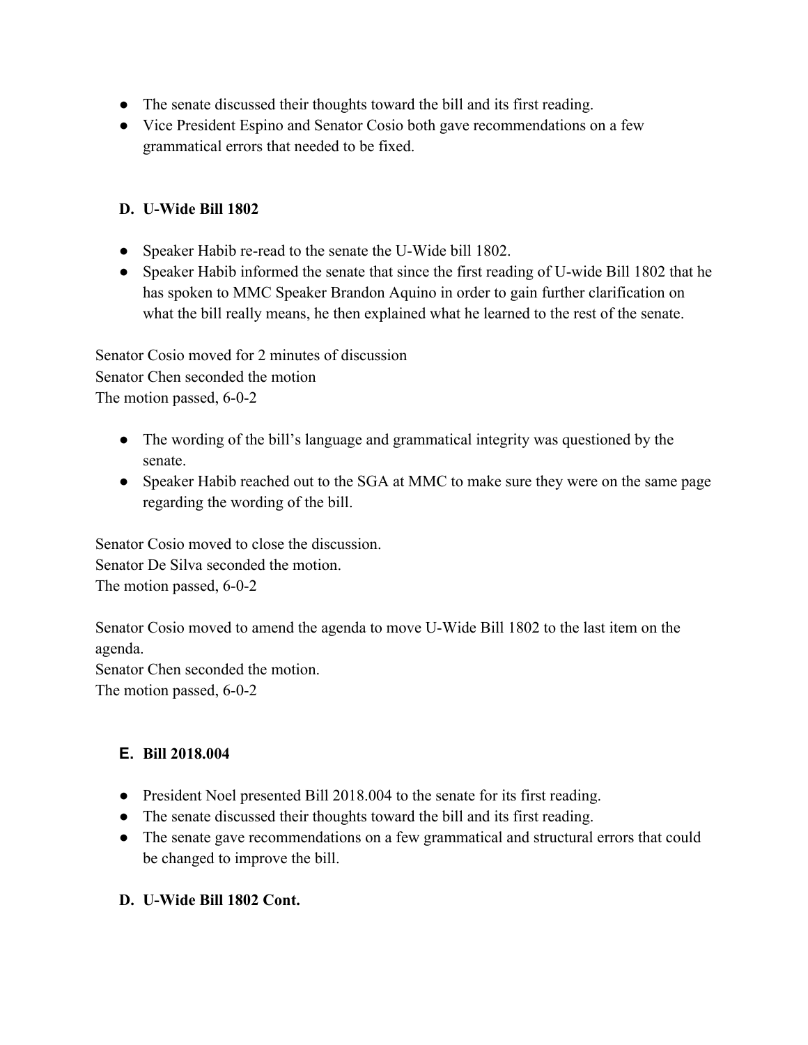- The senate discussed their thoughts toward the bill and its first reading.
- Vice President Espino and Senator Cosio both gave recommendations on a few grammatical errors that needed to be fixed.

### D. U-Wide Bill 1802

- Speaker Habib re-read to the senate the U-Wide bill 1802.
- Speaker Habib informed the senate that since the first reading of U-wide Bill 1802 that he has spoken to MMC Speaker Brandon Aquino in order to gain further clarification on what the bill really means, he then explained what he learned to the rest of the senate.

Senator Cosio moved for 2 minutes of discussion
Senator Chen seconded the motion
The motion passed, 6-0-2

- The wording of the bill's language and grammatical integrity was questioned by the senate.
- Speaker Habib reached out to the SGA at MMC to make sure they were on the same page regarding the wording of the bill.

Senator Cosio moved to close the discussion.
Senator De Silva seconded the motion.
The motion passed, 6-0-2

Senator Cosio moved to amend the agenda to move U-Wide Bill 1802 to the last item on the agenda.
Senator Chen seconded the motion.
The motion passed, 6-0-2

### E. Bill 2018.004

- President Noel presented Bill 2018.004 to the senate for its first reading.
- The senate discussed their thoughts toward the bill and its first reading.
- The senate gave recommendations on a few grammatical and structural errors that could be changed to improve the bill.

### D. U-Wide Bill 1802 Cont.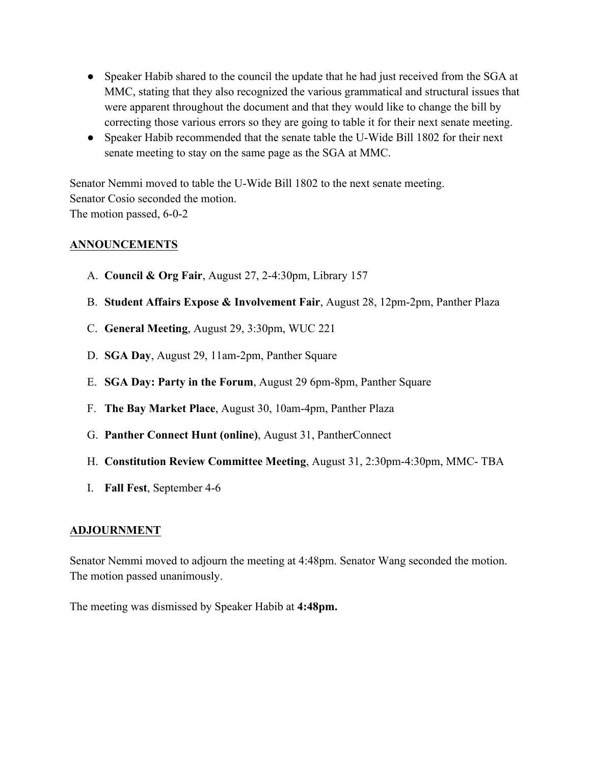- Speaker Habib shared to the council the update that he had just received from the SGA at MMC, stating that they also recognized the various grammatical and structural issues that were apparent throughout the document and that they would like to change the bill by correcting those various errors so they are going to table it for their next senate meeting.
- Speaker Habib recommended that the senate table the U-Wide Bill 1802 for their next senate meeting to stay on the same page as the SGA at MMC.

Senator Nemmi moved to table the U-Wide Bill 1802 to the next senate meeting.
Senator Cosio seconded the motion.
The motion passed, 6-0-2

## ANNOUNCEMENTS

A. **Council & Org Fair**, August 27, 2-4:30pm, Library 157

B. **Student Affairs Expose & Involvement Fair**, August 28, 12pm-2pm, Panther Plaza

C. **General Meeting**, August 29, 3:30pm, WUC 221

D. **SGA Day**, August 29, 11am-2pm, Panther Square

E. **SGA Day: Party in the Forum**, August 29 6pm-8pm, Panther Square

F. **The Bay Market Place**, August 30, 10am-4pm, Panther Plaza

G. **Panther Connect Hunt (online)**, August 31, PantherConnect

H. **Constitution Review Committee Meeting**, August 31, 2:30pm-4:30pm, MMC- TBA

I. **Fall Fest**, September 4-6

## ADJOURNMENT

Senator Nemmi moved to adjourn the meeting at 4:48pm. Senator Wang seconded the motion. The motion passed unanimously.

The meeting was dismissed by Speaker Habib at **4:48pm.**